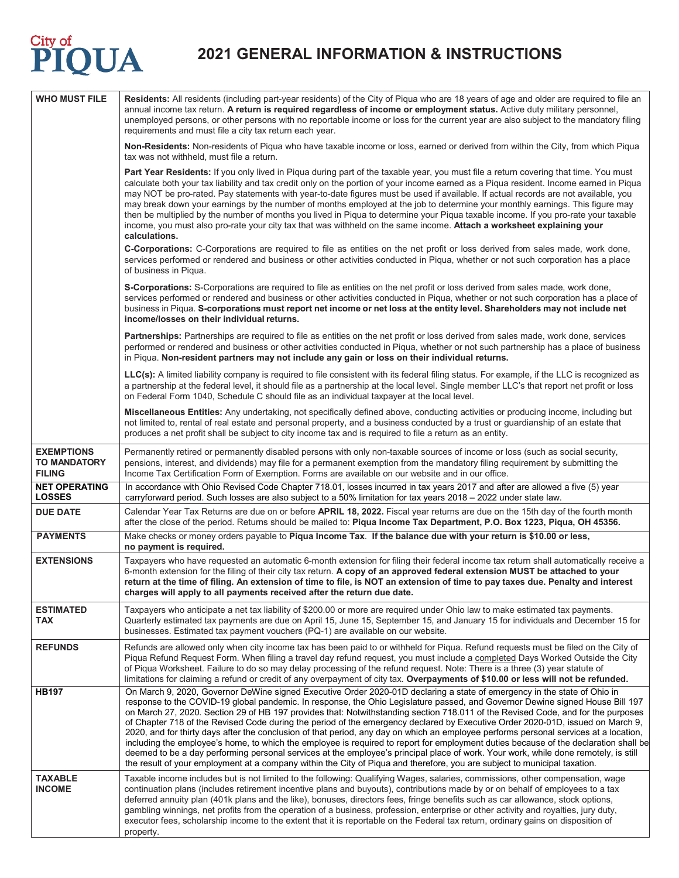City of **PIQUA**

# 2021 GENERAL INFORMATION & INSTRUCTIONS

| | |
|---|---|
| **WHO MUST FILE** | **Residents:** All residents (including part-year residents) of the City of Piqua who are 18 years of age and older are required to file an annual income tax return. **A return is required regardless of income or employment status.** Active duty military personnel, unemployed persons, or other persons with no reportable income or loss for the current year are also subject to the mandatory filing requirements and must file a city tax return each year.<br><br>**Non-Residents:** Non-residents of Piqua who have taxable income or loss, earned or derived from within the City, from which Piqua tax was not withheld, must file a return.<br><br>**Part Year Residents:** If you only lived in Piqua during part of the taxable year, you must file a return covering that time. You must calculate both your tax liability and tax credit only on the portion of your income earned as a Piqua resident. Income earned in Piqua may NOT be pro-rated. Pay statements with year-to-date figures must be used if available. If actual records are not available, you may break down your earnings by the number of months employed at the job to determine your monthly earnings. This figure may then be multiplied by the number of months you lived in Piqua to determine your Piqua taxable income. If you pro-rate your taxable income, you must also pro-rate your city tax that was withheld on the same income. **Attach a worksheet explaining your calculations.**<br><br>**C-Corporations:** C-Corporations are required to file as entities on the net profit or loss derived from sales made, work done, services performed or rendered and business or other activities conducted in Piqua, whether or not such corporation has a place of business in Piqua.<br><br>**S-Corporations:** S-Corporations are required to file as entities on the net profit or loss derived from sales made, work done, services performed or rendered and business or other activities conducted in Piqua, whether or not such corporation has a place of business in Piqua. **S-corporations must report net income or net loss at the entity level. Shareholders may not include net income/losses on their individual returns.**<br><br>**Partnerships:** Partnerships are required to file as entities on the net profit or loss derived from sales made, work done, services performed or rendered and business or other activities conducted in Piqua, whether or not such partnership has a place of business in Piqua. **Non-resident partners may not include any gain or loss on their individual returns.**<br><br>**LLC(s):** A limited liability company is required to file consistent with its federal filing status. For example, if the LLC is recognized as a partnership at the federal level, it should file as a partnership at the local level. Single member LLC's that report net profit or loss on Federal Form 1040, Schedule C should file as an individual taxpayer at the local level.<br><br>**Miscellaneous Entities:** Any undertaking, not specifically defined above, conducting activities or producing income, including but not limited to, rental of real estate and personal property, and a business conducted by a trust or guardianship of an estate that produces a net profit shall be subject to city income tax and is required to file a return as an entity. |
| **EXEMPTIONS TO MANDATORY FILING** | Permanently retired or permanently disabled persons with only non-taxable sources of income or loss (such as social security, pensions, interest, and dividends) may file for a permanent exemption from the mandatory filing requirement by submitting the Income Tax Certification Form of Exemption. Forms are available on our website and in our office. |
| **NET OPERATING LOSSES** | In accordance with Ohio Revised Code Chapter 718.01, losses incurred in tax years 2017 and after are allowed a five (5) year carryforward period. Such losses are also subject to a 50% limitation for tax years 2018 – 2022 under state law. |
| **DUE DATE** | Calendar Year Tax Returns are due on or before **APRIL 18, 2022.** Fiscal year returns are due on the 15th day of the fourth month after the close of the period. Returns should be mailed to: **Piqua Income Tax Department, P.O. Box 1223, Piqua, OH 45356.** |
| **PAYMENTS** | Make checks or money orders payable to **Piqua Income Tax**. **If the balance due with your return is $10.00 or less, no payment is required.** |
| **EXTENSIONS** | Taxpayers who have requested an automatic 6-month extension for filing their federal income tax return shall automatically receive a 6-month extension for the filing of their city tax return. **A copy of an approved federal extension MUST be attached to your return at the time of filing. An extension of time to file, is NOT an extension of time to pay taxes due. Penalty and interest charges will apply to all payments received after the return due date.** |
| **ESTIMATED TAX** | Taxpayers who anticipate a net tax liability of $200.00 or more are required under Ohio law to make estimated tax payments. Quarterly estimated tax payments are due on April 15, June 15, September 15, and January 15 for individuals and December 15 for businesses. Estimated tax payment vouchers (PQ-1) are available on our website. |
| **REFUNDS** | Refunds are allowed only when city income tax has been paid to or withheld for Piqua. Refund requests must be filed on the City of Piqua Refund Request Form. When filing a travel day refund request, you must include a completed Days Worked Outside the City of Piqua Worksheet. Failure to do so may delay processing of the refund request. Note: There is a three (3) year statute of limitations for claiming a refund or credit of any overpayment of city tax. **Overpayments of $10.00 or less will not be refunded.** |
| **HB197** | On March 9, 2020, Governor DeWine signed Executive Order 2020-01D declaring a state of emergency in the state of Ohio in response to the COVID-19 global pandemic. In response, the Ohio Legislature passed, and Governor Dewine signed House Bill 197 on March 27, 2020. Section 29 of HB 197 provides that: Notwithstanding section 718.011 of the Revised Code, and for the purposes of Chapter 718 of the Revised Code during the period of the emergency declared by Executive Order 2020-01D, issued on March 9, 2020, and for thirty days after the conclusion of that period, any day on which an employee performs personal services at a location, including the employee's home, to which the employee is required to report for employment duties because of the declaration shall be deemed to be a day performing personal services at the employee's principal place of work. Your work, while done remotely, is still the result of your employment at a company within the City of Piqua and therefore, you are subject to municipal taxation. |
| **TAXABLE INCOME** | Taxable income includes but is not limited to the following: Qualifying Wages, salaries, commissions, other compensation, wage continuation plans (includes retirement incentive plans and buyouts), contributions made by or on behalf of employees to a tax deferred annuity plan (401k plans and the like), bonuses, directors fees, fringe benefits such as car allowance, stock options, gambling winnings, net profits from the operation of a business, profession, enterprise or other activity and royalties, jury duty, executor fees, scholarship income to the extent that it is reportable on the Federal tax return, ordinary gains on disposition of property. |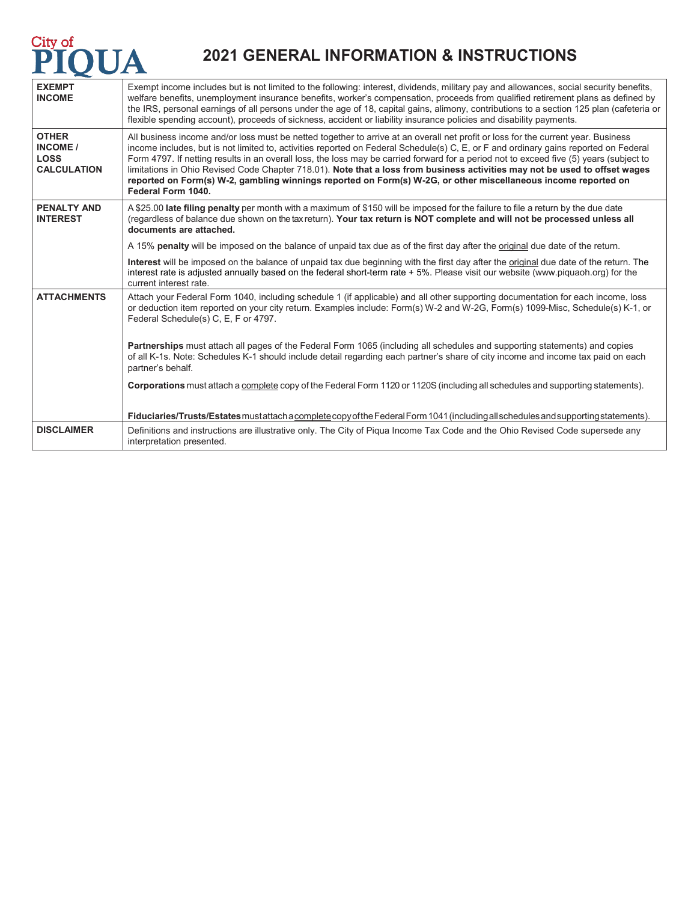City of PIQUA

# 2021 GENERAL INFORMATION & INSTRUCTIONS

| | |
|---|---|
| **EXEMPT INCOME** | Exempt income includes but is not limited to the following: interest, dividends, military pay and allowances, social security benefits, welfare benefits, unemployment insurance benefits, worker's compensation, proceeds from qualified retirement plans as defined by the IRS, personal earnings of all persons under the age of 18, capital gains, alimony, contributions to a section 125 plan (cafeteria or flexible spending account), proceeds of sickness, accident or liability insurance policies and disability payments. |
| **OTHER INCOME / LOSS CALCULATION** | All business income and/or loss must be netted together to arrive at an overall net profit or loss for the current year. Business income includes, but is not limited to, activities reported on Federal Schedule(s) C, E, or F and ordinary gains reported on Federal Form 4797. If netting results in an overall loss, the loss may be carried forward for a period not to exceed five (5) years (subject to limitations in Ohio Revised Code Chapter 718.01). **Note that a loss from business activities may not be used to offset wages reported on Form(s) W-2, gambling winnings reported on Form(s) W-2G, or other miscellaneous income reported on Federal Form 1040.** |
| **PENALTY AND INTEREST** | A $25.00 **late filing penalty** per month with a maximum of $150 will be imposed for the failure to file a return by the due date (regardless of balance due shown on the tax return). **Your tax return is NOT complete and will not be processed unless all documents are attached.**<br><br>A 15% **penalty** will be imposed on the balance of unpaid tax due as of the first day after the <u>original</u> due date of the return.<br><br>**Interest** will be imposed on the balance of unpaid tax due beginning with the first day after the <u>original</u> due date of the return. The interest rate is adjusted annually based on the federal short-term rate + 5%. Please visit our website (www.piquaoh.org) for the current interest rate. |
| **ATTACHMENTS** | Attach your Federal Form 1040, including schedule 1 (if applicable) and all other supporting documentation for each income, loss or deduction item reported on your city return. Examples include: Form(s) W-2 and W-2G, Form(s) 1099-Misc, Schedule(s) K-1, or Federal Schedule(s) C, E, F or 4797.<br><br>**Partnerships** must attach all pages of the Federal Form 1065 (including all schedules and supporting statements) and copies of all K-1s. Note: Schedules K-1 should include detail regarding each partner's share of city income and income tax paid on each partner's behalf.<br><br>**Corporations** must attach a <u>complete</u> copy of the Federal Form 1120 or 1120S (including all schedules and supporting statements).<br><br>**Fiduciaries/Trusts/Estates** must attach a <u>complete</u> copy of the Federal Form 1041 (including all schedules and supporting statements). |
| **DISCLAIMER** | Definitions and instructions are illustrative only. The City of Piqua Income Tax Code and the Ohio Revised Code supersede any interpretation presented. |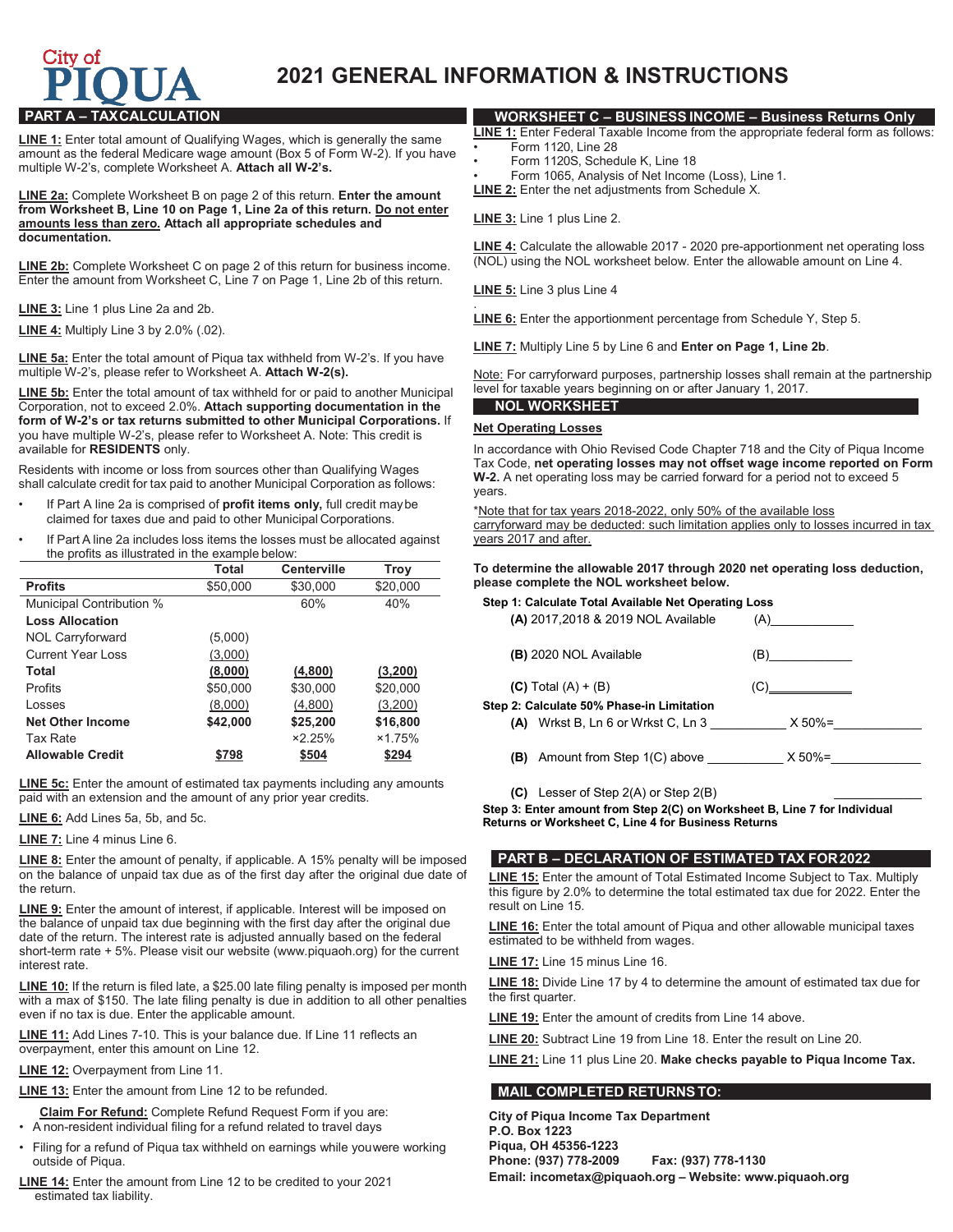City of

# PIQUA

# 2021 GENERAL INFORMATION & INSTRUCTIONS

## PART A – TAXCALCULATION

**LINE 1:** Enter total amount of Qualifying Wages, which is generally the same amount as the federal Medicare wage amount (Box 5 of Form W-2). If you have multiple W-2's, complete Worksheet A. **Attach all W-2's.**

**LINE 2a:** Complete Worksheet B on page 2 of this return. **Enter the amount from Worksheet B, Line 10 on Page 1, Line 2a of this return. Do not enter amounts less than zero. Attach all appropriate schedules and documentation.**

**LINE 2b:** Complete Worksheet C on page 2 of this return for business income. Enter the amount from Worksheet C, Line 7 on Page 1, Line 2b of this return.

**LINE 3:** Line 1 plus Line 2a and 2b.

**LINE 4:** Multiply Line 3 by 2.0% (.02).

**LINE 5a:** Enter the total amount of Piqua tax withheld from W-2's. If you have multiple W-2's, please refer to Worksheet A. **Attach W-2(s).**

**LINE 5b:** Enter the total amount of tax withheld for or paid to another Municipal Corporation, not to exceed 2.0%. **Attach supporting documentation in the form of W-2's or tax returns submitted to other Municipal Corporations.** If you have multiple W-2's, please refer to Worksheet A. Note: This credit is available for **RESIDENTS** only.

Residents with income or loss from sources other than Qualifying Wages shall calculate credit for tax paid to another Municipal Corporation as follows:

- If Part A line 2a is comprised of **profit items only,** full credit maybe claimed for taxes due and paid to other Municipal Corporations.
- If Part A line 2a includes loss items the losses must be allocated against the profits as illustrated in the example below:

| | Total | Centerville | Troy |
|---|---|---|---|
| **Profits** | $50,000 | $30,000 | $20,000 |
| Municipal Contribution % | | 60% | 40% |
| **Loss Allocation** | | | |
| NOL Carryforward | (5,000) | | |
| Current Year Loss | (3,000) | | |
| **Total** | **(8,000)** | **(4,800)** | **(3,200)** |
| Profits | $50,000 | $30,000 | $20,000 |
| Losses | (8,000) | (4,800) | (3,200) |
| **Net Other Income** | **$42,000** | **$25,200** | **$16,800** |
| Tax Rate | | ×2.25% | ×1.75% |
| **Allowable Credit** | **$798** | **$504** | **$294** |

**LINE 5c:** Enter the amount of estimated tax payments including any amounts paid with an extension and the amount of any prior year credits.

**LINE 6:** Add Lines 5a, 5b, and 5c.

**LINE 7:** Line 4 minus Line 6.

**LINE 8:** Enter the amount of penalty, if applicable. A 15% penalty will be imposed on the balance of unpaid tax due as of the first day after the original due date of the return.

**LINE 9:** Enter the amount of interest, if applicable. Interest will be imposed on the balance of unpaid tax due beginning with the first day after the original due date of the return. The interest rate is adjusted annually based on the federal short-term rate + 5%. Please visit our website (www.piquaoh.org) for the current interest rate.

**LINE 10:** If the return is filed late, a $25.00 late filing penalty is imposed per month with a max of $150. The late filing penalty is due in addition to all other penalties even if no tax is due. Enter the applicable amount.

**LINE 11:** Add Lines 7-10. This is your balance due. If Line 11 reflects an overpayment, enter this amount on Line 12.

**LINE 12:** Overpayment from Line 11.

**LINE 13:** Enter the amount from Line 12 to be refunded.

**Claim For Refund:** Complete Refund Request Form if you are:

- A non-resident individual filing for a refund related to travel days
- Filing for a refund of Piqua tax withheld on earnings while youwere working outside of Piqua.

**LINE 14:** Enter the amount from Line 12 to be credited to your 2021 estimated tax liability.

## WORKSHEET C – BUSINESS INCOME – Business Returns Only

**LINE 1:** Enter Federal Taxable Income from the appropriate federal form as follows:

- Form 1120, Line 28
- Form 1120S, Schedule K, Line 18
- Form 1065, Analysis of Net Income (Loss), Line 1.

**LINE 2:** Enter the net adjustments from Schedule X.

**LINE 3:** Line 1 plus Line 2.

**LINE 4:** Calculate the allowable 2017 - 2020 pre-apportionment net operating loss (NOL) using the NOL worksheet below. Enter the allowable amount on Line 4.

**LINE 5:** Line 3 plus Line 4

**LINE 6:** Enter the apportionment percentage from Schedule Y, Step 5.

**LINE 7:** Multiply Line 5 by Line 6 and **Enter on Page 1, Line 2b**.

Note: For carryforward purposes, partnership losses shall remain at the partnership level for taxable years beginning on or after January 1, 2017.

## NOL WORKSHEET

**Net Operating Losses**

In accordance with Ohio Revised Code Chapter 718 and the City of Piqua Income Tax Code, **net operating losses may not offset wage income reported on Form W-2.** A net operating loss may be carried forward for a period not to exceed 5 years.

*Note that for tax years 2018-2022, only 50% of the available loss carryforward may be deducted: such limitation applies only to losses incurred in tax years 2017 and after.

**To determine the allowable 2017 through 2020 net operating loss deduction, please complete the NOL worksheet below.**

**Step 1: Calculate Total Available Net Operating Loss**

**(A)** 2017,2018 & 2019 NOL Available (A)____________

**(B)** 2020 NOL Available (B)____________

**(C)** Total (A) + (B) (C)____________

**Step 2: Calculate 50% Phase-in Limitation**

**(A)** Wrkst B, Ln 6 or Wrkst C, Ln 3 ___________ X 50%=_____________

**(B)** Amount from Step 1(C) above ___________ X 50%=_____________

**(C)** Lesser of Step 2(A) or Step 2(B) _____________

**Step 3: Enter amount from Step 2(C) on Worksheet B, Line 7 for Individual Returns or Worksheet C, Line 4 for Business Returns**

## PART B – DECLARATION OF ESTIMATED TAX FOR 2022

**LINE 15:** Enter the amount of Total Estimated Income Subject to Tax. Multiply this figure by 2.0% to determine the total estimated tax due for 2022. Enter the result on Line 15.

**LINE 16:** Enter the total amount of Piqua and other allowable municipal taxes estimated to be withheld from wages.

**LINE 17:** Line 15 minus Line 16.

**LINE 18:** Divide Line 17 by 4 to determine the amount of estimated tax due for the first quarter.

**LINE 19:** Enter the amount of credits from Line 14 above.

**LINE 20:** Subtract Line 19 from Line 18. Enter the result on Line 20.

**LINE 21:** Line 11 plus Line 20. **Make checks payable to Piqua Income Tax.**

## MAIL COMPLETED RETURNS TO:

**City of Piqua Income Tax Department**
**P.O. Box 1223**
**Piqua, OH 45356-1223**
**Phone: (937) 778-2009 Fax: (937) 778-1130**
**Email: incometax@piquaoh.org – Website: www.piquaoh.org**